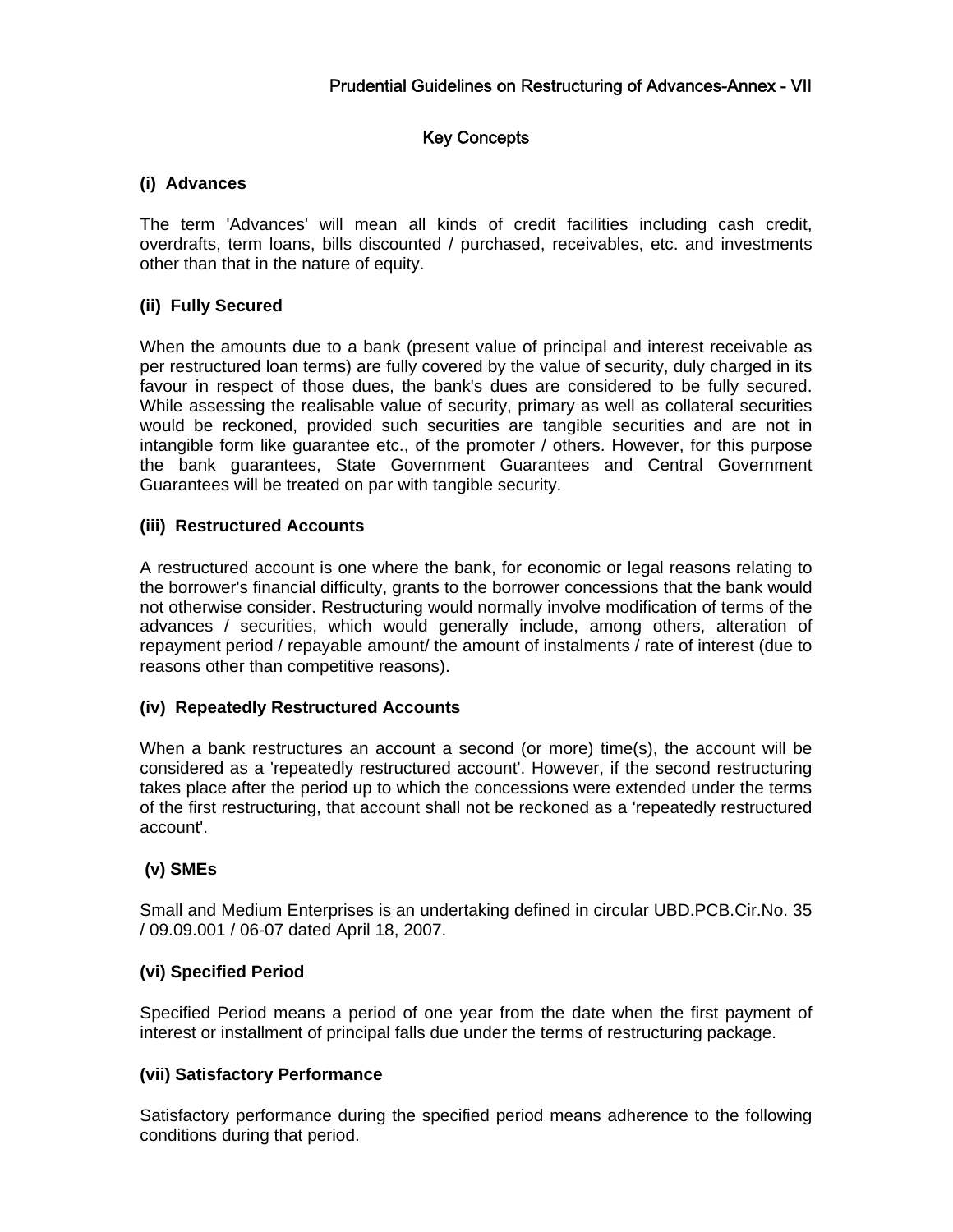## Prudential Guidelines on Restructuring of Advances-Annex - VII

### Key Concepts

**(i) Advances**

The term 'Advances' will mean all kinds of credit facilities including cash credit, overdrafts, term loans, bills discounted / purchased, receivables, etc. and investments other than that in the nature of equity.

**(ii) Fully Secured**

When the amounts due to a bank (present value of principal and interest receivable as per restructured loan terms) are fully covered by the value of security, duly charged in its favour in respect of those dues, the bank's dues are considered to be fully secured. While assessing the realisable value of security, primary as well as collateral securities would be reckoned, provided such securities are tangible securities and are not in intangible form like guarantee etc., of the promoter / others. However, for this purpose the bank guarantees, State Government Guarantees and Central Government Guarantees will be treated on par with tangible security.

**(iii) Restructured Accounts**

A restructured account is one where the bank, for economic or legal reasons relating to the borrower's financial difficulty, grants to the borrower concessions that the bank would not otherwise consider. Restructuring would normally involve modification of terms of the advances / securities, which would generally include, among others, alteration of repayment period / repayable amount/ the amount of instalments / rate of interest (due to reasons other than competitive reasons).

**(iv) Repeatedly Restructured Accounts**

When a bank restructures an account a second (or more) time(s), the account will be considered as a 'repeatedly restructured account'. However, if the second restructuring takes place after the period up to which the concessions were extended under the terms of the first restructuring, that account shall not be reckoned as a 'repeatedly restructured account'.

**(v) SMEs**

Small and Medium Enterprises is an undertaking defined in circular UBD.PCB.Cir.No. 35 / 09.09.001 / 06-07 dated April 18, 2007.

**(vi) Specified Period**

Specified Period means a period of one year from the date when the first payment of interest or installment of principal falls due under the terms of restructuring package.

**(vii) Satisfactory Performance**

Satisfactory performance during the specified period means adherence to the following conditions during that period.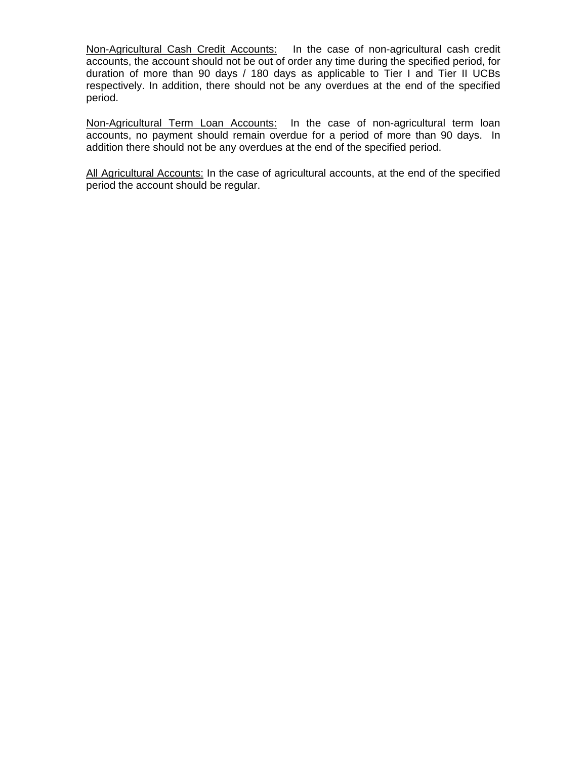<u>Non-Agricultural Cash Credit Accounts:</u> In the case of non-agricultural cash credit accounts, the account should not be out of order any time during the specified period, for duration of more than 90 days / 180 days as applicable to Tier I and Tier II UCBs respectively. In addition, there should not be any overdues at the end of the specified period.

<u>Non-Agricultural Term Loan Accounts:</u> In the case of non-agricultural term loan accounts, no payment should remain overdue for a period of more than 90 days. In addition there should not be any overdues at the end of the specified period.

<u>All Agricultural Accounts:</u> In the case of agricultural accounts, at the end of the specified period the account should be regular.